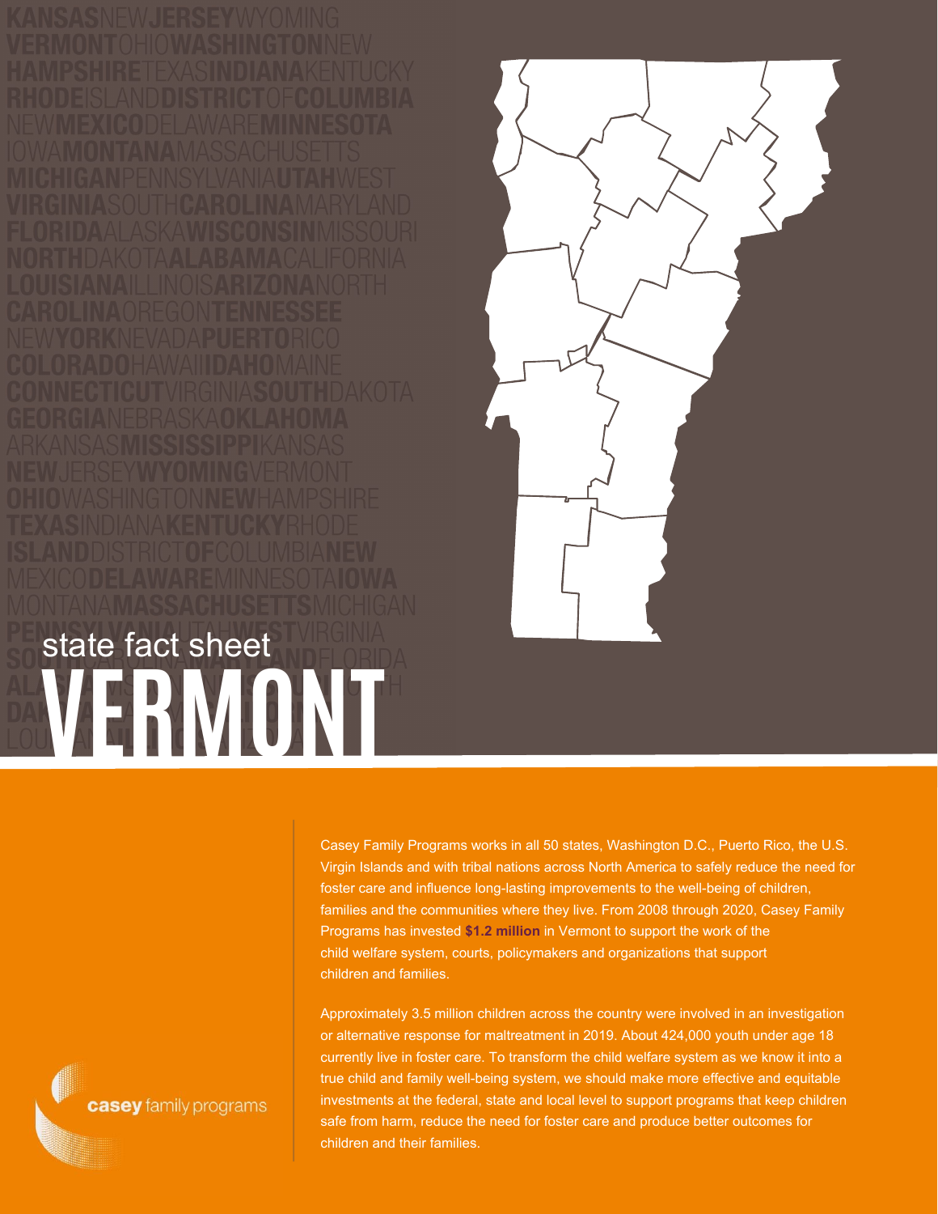state fact sheet

# VERMONT

Casey Family Programs works in all 50 states, Washington D.C., Puerto Rico, the U.S. Virgin Islands and with tribal nations across North America to safely reduce the need for foster care and influence long-lasting improvements to the well-being of children, families and the communities where they live. From 2008 through 2020, Casey Family Programs has invested **$1.2 million** in Vermont to support the work of the child welfare system, courts, policymakers and organizations that support children and families.

Approximately 3.5 million children across the country were involved in an investigation or alternative response for maltreatment in 2019. About 424,000 youth under age 18 currently live in foster care. To transform the child welfare system as we know it into a true child and family well-being system, we should make more effective and equitable investments at the federal, state and local level to support programs that keep children safe from harm, reduce the need for foster care and produce better outcomes for children and their families.

casey family programs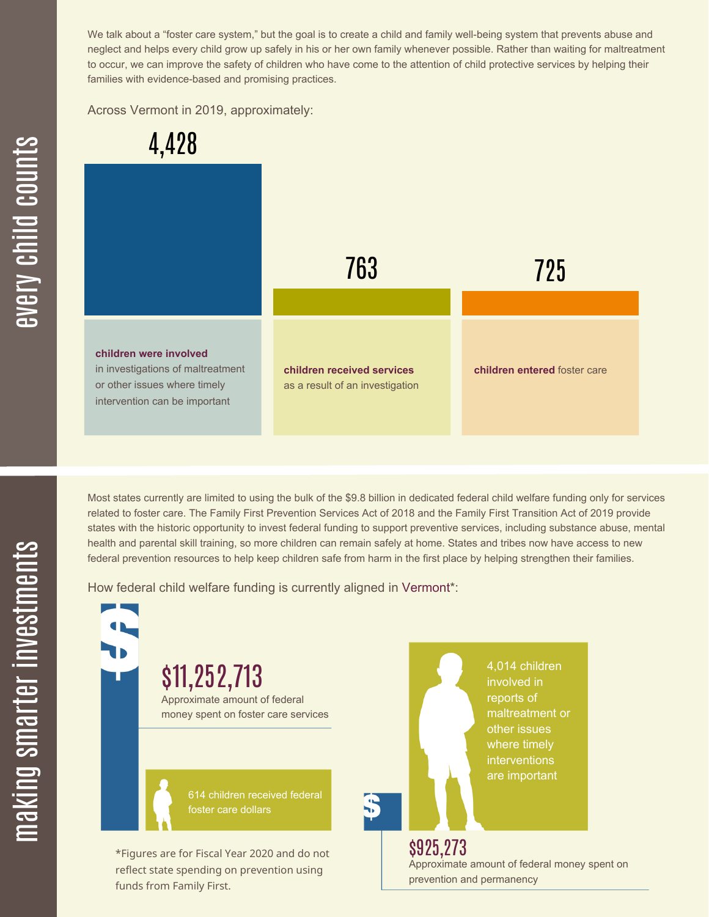## every child counts

We talk about a "foster care system," but the goal is to create a child and family well-being system that prevents abuse and neglect and helps every child grow up safely in his or her own family whenever possible. Rather than waiting for maltreatment to occur, we can improve the safety of children who have come to the attention of child protective services by helping their families with evidence-based and promising practices.

Across Vermont in 2019, approximately:

| 4,428 | 763 | 725 |
| --- | --- | --- |
| **children were involved** in investigations of maltreatment or other issues where timely intervention can be important | **children received services** as a result of an investigation | **children entered** foster care |

## making smarter investments

Most states currently are limited to using the bulk of the $9.8 billion in dedicated federal child welfare funding only for services related to foster care. The Family First Prevention Services Act of 2018 and the Family First Transition Act of 2019 provide states with the historic opportunity to invest federal funding to support preventive services, including substance abuse, mental health and parental skill training, so more children can remain safely at home. States and tribes now have access to new federal prevention resources to help keep children safe from harm in the first place by helping strengthen their families.

How federal child welfare funding is currently aligned in Vermont*:

**$11,252,713**
Approximate amount of federal money spent on foster care services

614 children received federal foster care dollars

4,014 children involved in reports of maltreatment or other issues where timely interventions are important

**$925,273**
Approximate amount of federal money spent on prevention and permanency

*Figures are for Fiscal Year 2020 and do not reflect state spending on prevention using funds from Family First.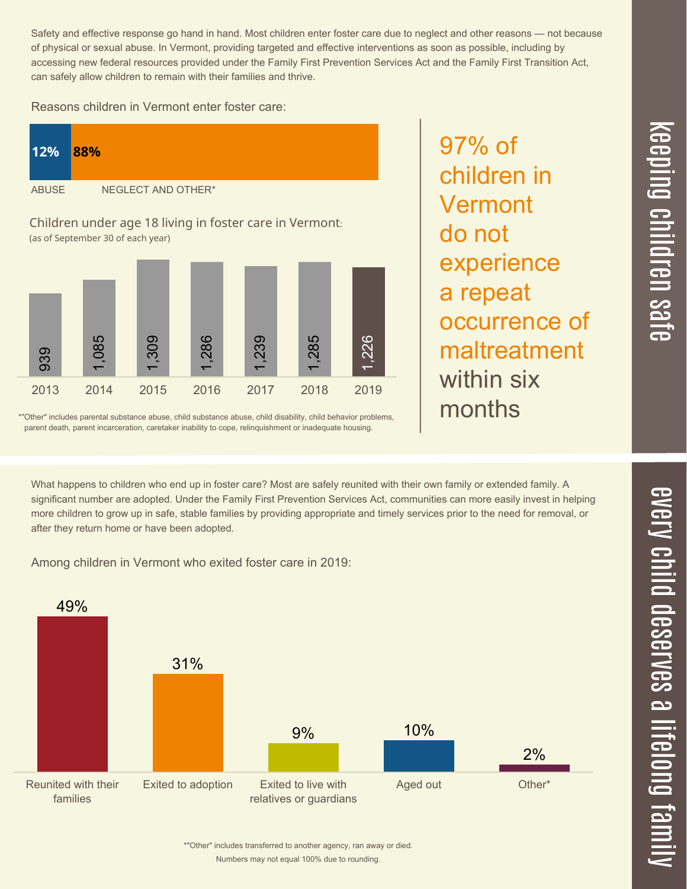## keeping children safe

Safety and effective response go hand in hand. Most children enter foster care due to neglect and other reasons — not because of physical or sexual abuse. In Vermont, providing targeted and effective interventions as soon as possible, including by accessing new federal resources provided under the Family First Prevention Services Act and the Family First Transition Act, can safely allow children to remain with their families and thrive.

Reasons children in Vermont enter foster care:

| ABUSE | NEGLECT AND OTHER* |
| --- | --- |
| 12% | 88% |

Children under age 18 living in foster care in Vermont:
(as of September 30 of each year)

| 2013 | 2014 | 2015 | 2016 | 2017 | 2018 | 2019 |
| --- | --- | --- | --- | --- | --- | --- |
| 939 | 1,085 | 1,309 | 1,286 | 1,239 | 1,285 | 1,226 |

*"Other" includes parental substance abuse, child substance abuse, child disability, child behavior problems, parent death, parent incarceration, caretaker inability to cope, relinquishment or inadequate housing.

**97% of children in Vermont do not experience a repeat occurrence of maltreatment within six months**

## every child deserves a lifelong family

What happens to children who end up in foster care? Most are safely reunited with their own family or extended family. A significant number are adopted. Under the Family First Prevention Services Act, communities can more easily invest in helping more children to grow up in safe, stable families by providing appropriate and timely services prior to the need for removal, or after they return home or have been adopted.

Among children in Vermont who exited foster care in 2019:

| Reunited with their families | Exited to adoption | Exited to live with relatives or guardians | Aged out | Other* |
| --- | --- | --- | --- | --- |
| 49% | 31% | 9% | 10% | 2% |

*"Other" includes transferred to another agency, ran away or died.
Numbers may not equal 100% due to rounding.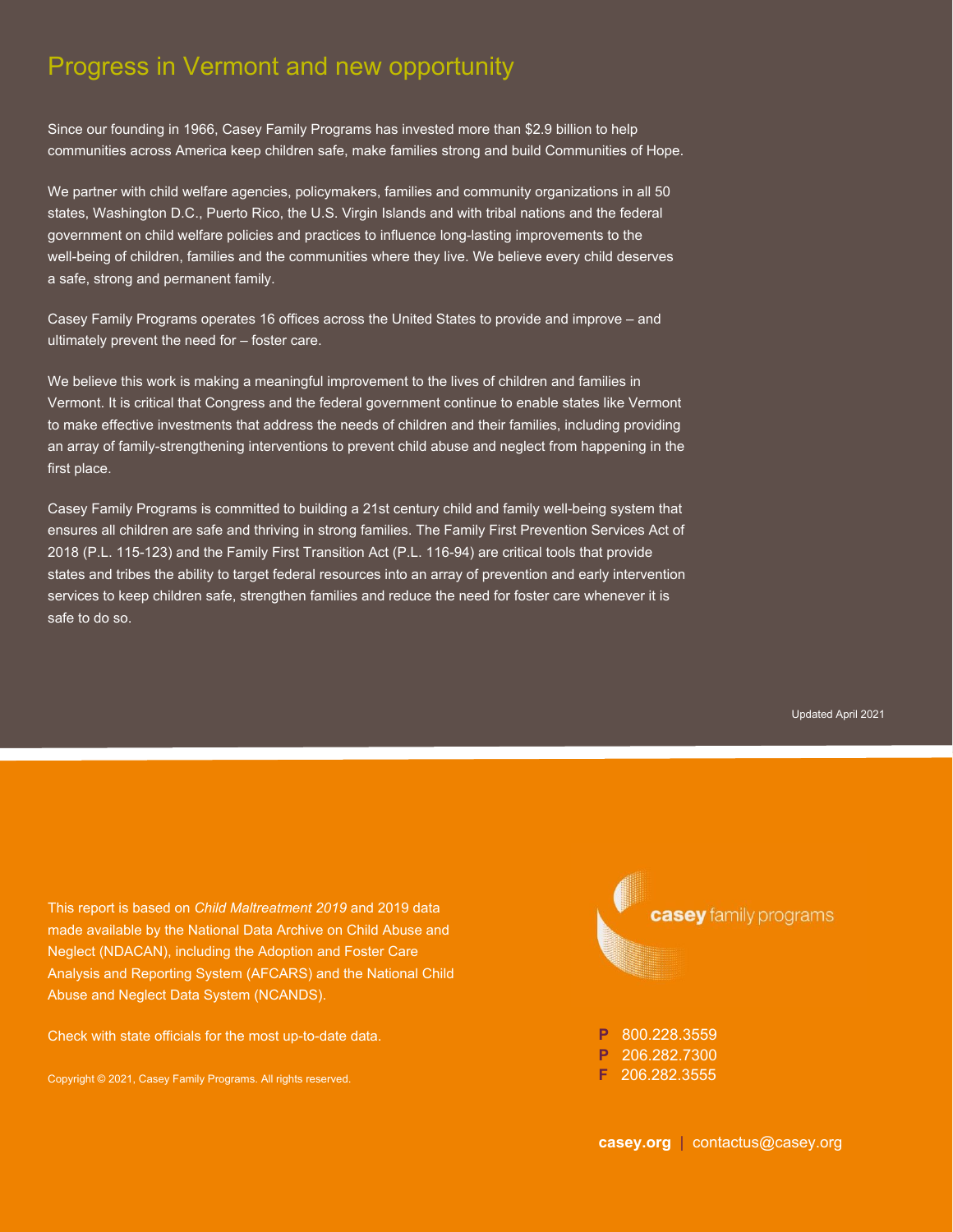## Progress in Vermont and new opportunity

Since our founding in 1966, Casey Family Programs has invested more than $2.9 billion to help communities across America keep children safe, make families strong and build Communities of Hope.

We partner with child welfare agencies, policymakers, families and community organizations in all 50 states, Washington D.C., Puerto Rico, the U.S. Virgin Islands and with tribal nations and the federal government on child welfare policies and practices to influence long-lasting improvements to the well-being of children, families and the communities where they live. We believe every child deserves a safe, strong and permanent family.

Casey Family Programs operates 16 offices across the United States to provide and improve – and ultimately prevent the need for – foster care.

We believe this work is making a meaningful improvement to the lives of children and families in Vermont. It is critical that Congress and the federal government continue to enable states like Vermont to make effective investments that address the needs of children and their families, including providing an array of family-strengthening interventions to prevent child abuse and neglect from happening in the first place.

Casey Family Programs is committed to building a 21st century child and family well-being system that ensures all children are safe and thriving in strong families. The Family First Prevention Services Act of 2018 (P.L. 115-123) and the Family First Transition Act (P.L. 116-94) are critical tools that provide states and tribes the ability to target federal resources into an array of prevention and early intervention services to keep children safe, strengthen families and reduce the need for foster care whenever it is safe to do so.

Updated April 2021

This report is based on *Child Maltreatment 2019* and 2019 data made available by the National Data Archive on Child Abuse and Neglect (NDACAN), including the Adoption and Foster Care Analysis and Reporting System (AFCARS) and the National Child Abuse and Neglect Data System (NCANDS).

Check with state officials for the most up-to-date data.

Copyright © 2021, Casey Family Programs. All rights reserved.

**casey** family programs

**P** 800.228.3559
**P** 206.282.7300
**F** 206.282.3555

**casey.org** | contactus@casey.org